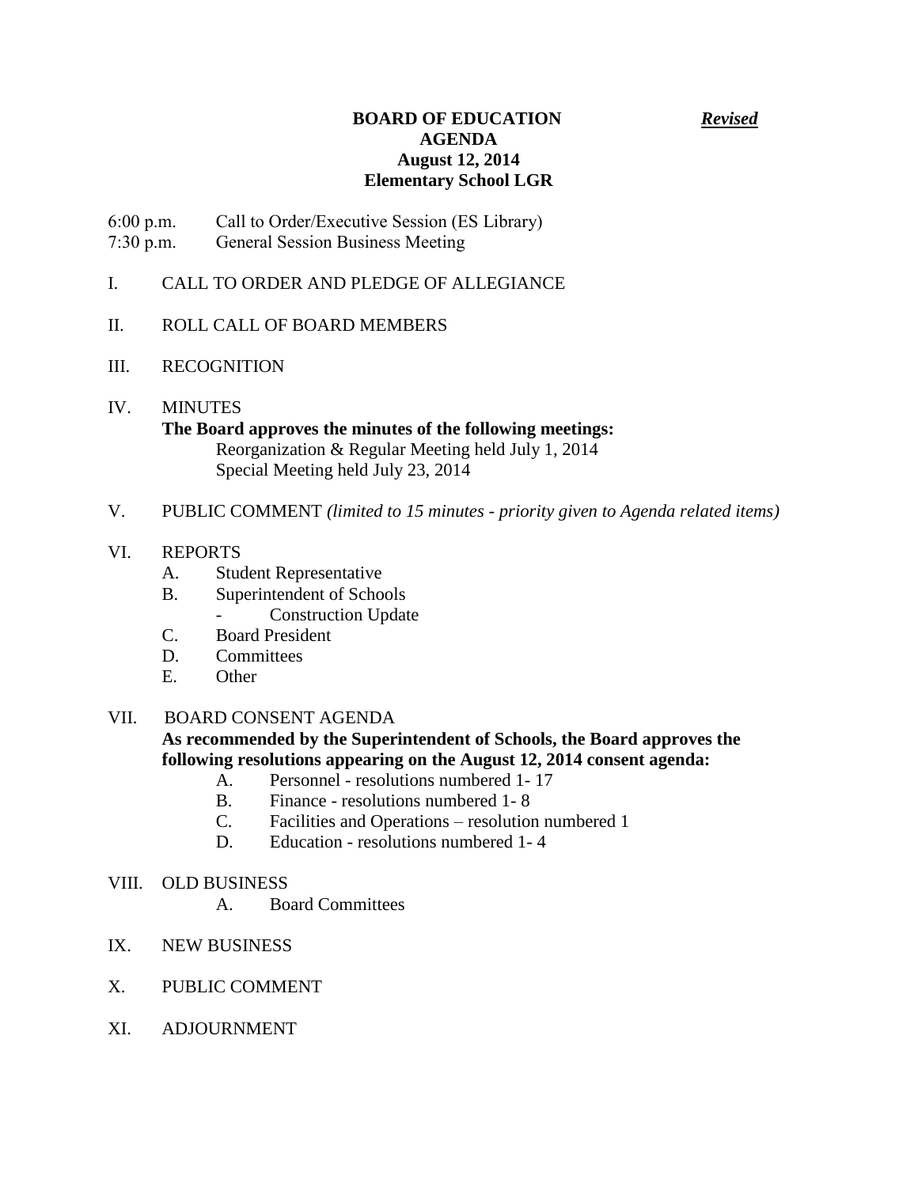# BOARD OF EDUCATION *Revised*

## AGENDA
## August 12, 2014
## Elementary School LGR

6:00 p.m. Call to Order/Executive Session (ES Library)
7:30 p.m. General Session Business Meeting

I. CALL TO ORDER AND PLEDGE OF ALLEGIANCE

II. ROLL CALL OF BOARD MEMBERS

III. RECOGNITION

IV. MINUTES

**The Board approves the minutes of the following meetings:**

Reorganization & Regular Meeting held July 1, 2014
Special Meeting held July 23, 2014

V. PUBLIC COMMENT *(limited to 15 minutes - priority given to Agenda related items)*

VI. REPORTS

A. Student Representative
B. Superintendent of Schools
   - Construction Update
C. Board President
D. Committees
E. Other

VII. BOARD CONSENT AGENDA

**As recommended by the Superintendent of Schools, the Board approves the following resolutions appearing on the August 12, 2014 consent agenda:**

A. Personnel - resolutions numbered 1- 17
B. Finance - resolutions numbered 1- 8
C. Facilities and Operations – resolution numbered 1
D. Education - resolutions numbered 1- 4

VIII. OLD BUSINESS

A. Board Committees

IX. NEW BUSINESS

X. PUBLIC COMMENT

XI. ADJOURNMENT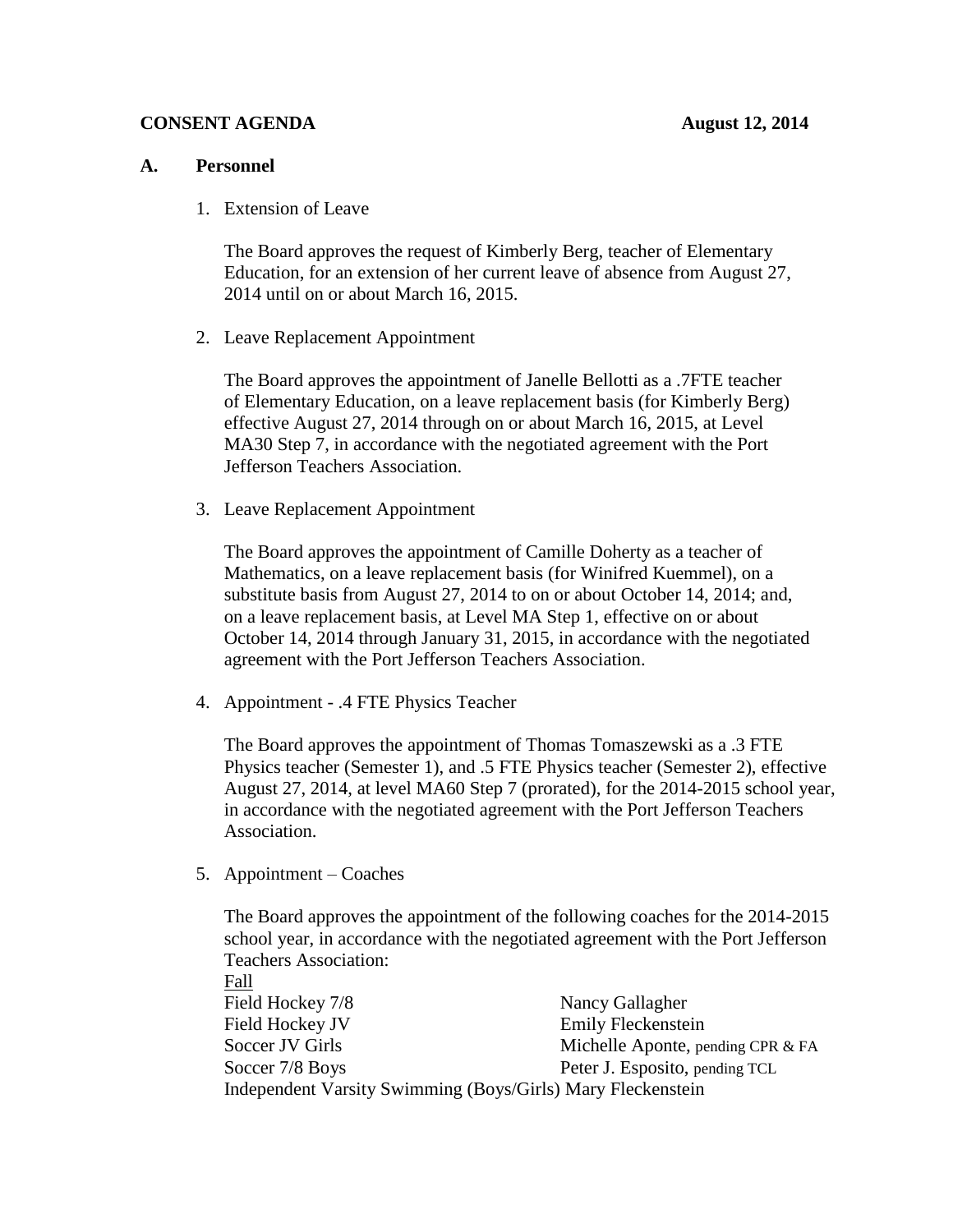**CONSENT AGENDA** **August 12, 2014**

## A. Personnel

1. Extension of Leave

   The Board approves the request of Kimberly Berg, teacher of Elementary Education, for an extension of her current leave of absence from August 27, 2014 until on or about March 16, 2015.

2. Leave Replacement Appointment

   The Board approves the appointment of Janelle Bellotti as a .7FTE teacher of Elementary Education, on a leave replacement basis (for Kimberly Berg) effective August 27, 2014 through on or about March 16, 2015, at Level MA30 Step 7, in accordance with the negotiated agreement with the Port Jefferson Teachers Association.

3. Leave Replacement Appointment

   The Board approves the appointment of Camille Doherty as a teacher of Mathematics, on a leave replacement basis (for Winifred Kuemmel), on a substitute basis from August 27, 2014 to on or about October 14, 2014; and, on a leave replacement basis, at Level MA Step 1, effective on or about October 14, 2014 through January 31, 2015, in accordance with the negotiated agreement with the Port Jefferson Teachers Association.

4. Appointment - .4 FTE Physics Teacher

   The Board approves the appointment of Thomas Tomaszewski as a .3 FTE Physics teacher (Semester 1), and .5 FTE Physics teacher (Semester 2), effective August 27, 2014, at level MA60 Step 7 (prorated), for the 2014-2015 school year, in accordance with the negotiated agreement with the Port Jefferson Teachers Association.

5. Appointment – Coaches

   The Board approves the appointment of the following coaches for the 2014-2015 school year, in accordance with the negotiated agreement with the Port Jefferson Teachers Association:

   Fall

   | | |
   |---|---|
   | Field Hockey 7/8 | Nancy Gallagher |
   | Field Hockey JV | Emily Fleckenstein |
   | Soccer JV Girls | Michelle Aponte, pending CPR & FA |
   | Soccer 7/8 Boys | Peter J. Esposito, pending TCL |
   | Independent Varsity Swimming (Boys/Girls) | Mary Fleckenstein |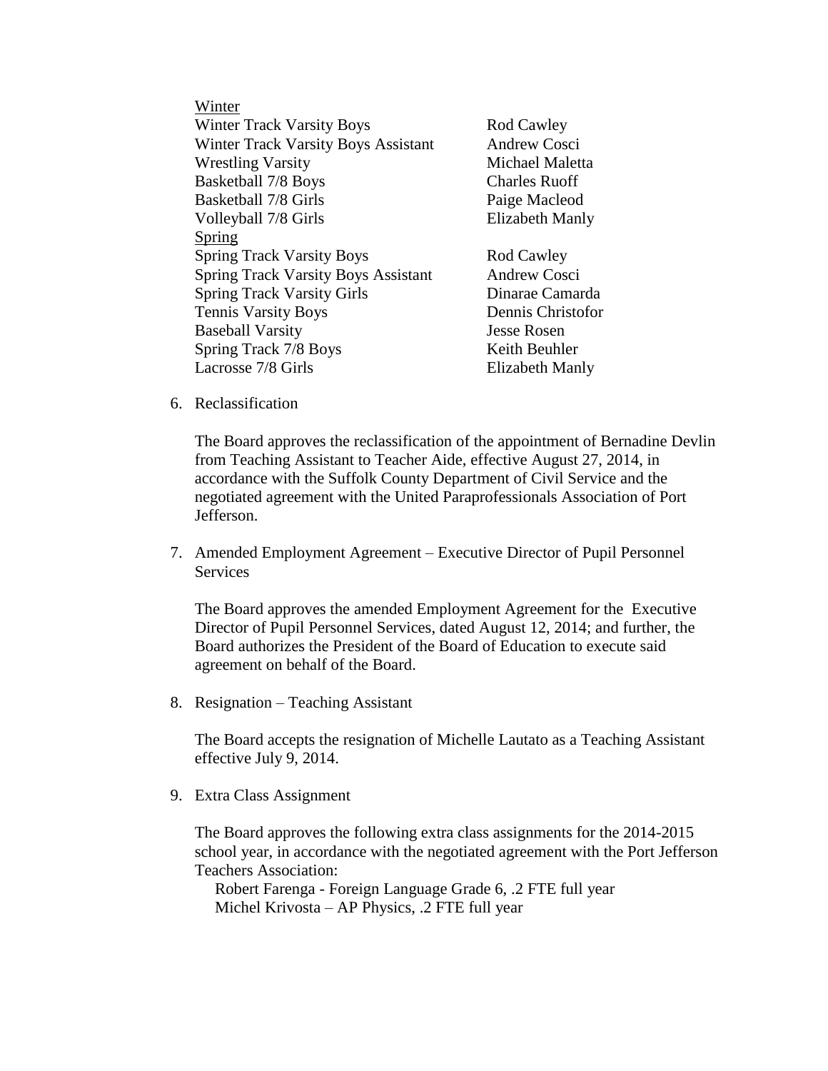| | |
|---|---|
| Winter | |
| Winter Track Varsity Boys | Rod Cawley |
| Winter Track Varsity Boys Assistant | Andrew Cosci |
| Wrestling Varsity | Michael Maletta |
| Basketball 7/8 Boys | Charles Ruoff |
| Basketball 7/8 Girls | Paige Macleod |
| Volleyball 7/8 Girls | Elizabeth Manly |
| Spring | |
| Spring Track Varsity Boys | Rod Cawley |
| Spring Track Varsity Boys Assistant | Andrew Cosci |
| Spring Track Varsity Girls | Dinarae Camarda |
| Tennis Varsity Boys | Dennis Christofor |
| Baseball Varsity | Jesse Rosen |
| Spring Track 7/8 Boys | Keith Beuhler |
| Lacrosse 7/8 Girls | Elizabeth Manly |

6. Reclassification

   The Board approves the reclassification of the appointment of Bernadine Devlin from Teaching Assistant to Teacher Aide, effective August 27, 2014, in accordance with the Suffolk County Department of Civil Service and the negotiated agreement with the United Paraprofessionals Association of Port Jefferson.

7. Amended Employment Agreement – Executive Director of Pupil Personnel Services

   The Board approves the amended Employment Agreement for the Executive Director of Pupil Personnel Services, dated August 12, 2014; and further, the Board authorizes the President of the Board of Education to execute said agreement on behalf of the Board.

8. Resignation – Teaching Assistant

   The Board accepts the resignation of Michelle Lautato as a Teaching Assistant effective July 9, 2014.

9. Extra Class Assignment

   The Board approves the following extra class assignments for the 2014-2015 school year, in accordance with the negotiated agreement with the Port Jefferson Teachers Association:

   Robert Farenga - Foreign Language Grade 6, .2 FTE full year
   Michel Krivosta – AP Physics, .2 FTE full year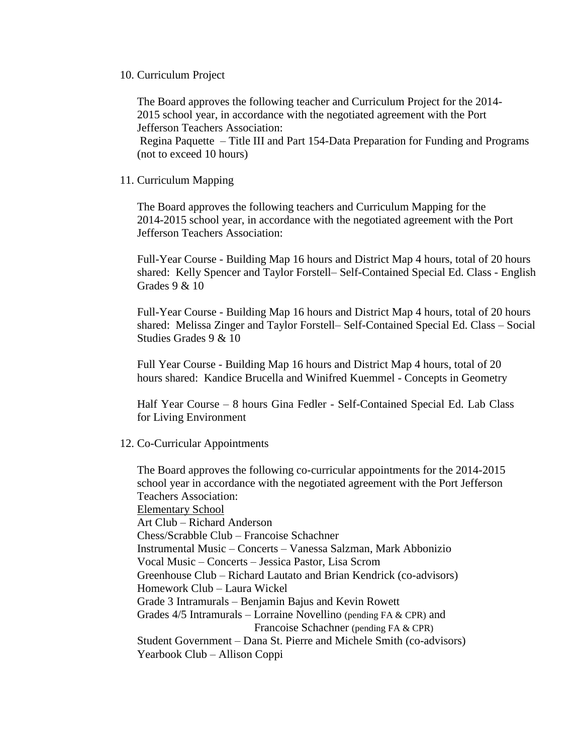10. Curriculum Project

    The Board approves the following teacher and Curriculum Project for the 2014-2015 school year, in accordance with the negotiated agreement with the Port Jefferson Teachers Association:
    Regina Paquette – Title III and Part 154-Data Preparation for Funding and Programs (not to exceed 10 hours)

11. Curriculum Mapping

    The Board approves the following teachers and Curriculum Mapping for the 2014-2015 school year, in accordance with the negotiated agreement with the Port Jefferson Teachers Association:

    Full-Year Course - Building Map 16 hours and District Map 4 hours, total of 20 hours shared: Kelly Spencer and Taylor Forstell– Self-Contained Special Ed. Class - English Grades 9 & 10

    Full-Year Course - Building Map 16 hours and District Map 4 hours, total of 20 hours shared: Melissa Zinger and Taylor Forstell– Self-Contained Special Ed. Class – Social Studies Grades 9 & 10

    Full Year Course - Building Map 16 hours and District Map 4 hours, total of 20 hours shared: Kandice Brucella and Winifred Kuemmel - Concepts in Geometry

    Half Year Course – 8 hours Gina Fedler - Self-Contained Special Ed. Lab Class for Living Environment

12. Co-Curricular Appointments

    The Board approves the following co-curricular appointments for the 2014-2015 school year in accordance with the negotiated agreement with the Port Jefferson Teachers Association:
    <u>Elementary School</u>
    Art Club – Richard Anderson
    Chess/Scrabble Club – Francoise Schachner
    Instrumental Music – Concerts – Vanessa Salzman, Mark Abbonizio
    Vocal Music – Concerts – Jessica Pastor, Lisa Scrom
    Greenhouse Club – Richard Lautato and Brian Kendrick (co-advisors)
    Homework Club – Laura Wickel
    Grade 3 Intramurals – Benjamin Bajus and Kevin Rowett
    Grades 4/5 Intramurals – Lorraine Novellino (pending FA & CPR) and Francoise Schachner (pending FA & CPR)
    Student Government – Dana St. Pierre and Michele Smith (co-advisors)
    Yearbook Club – Allison Coppi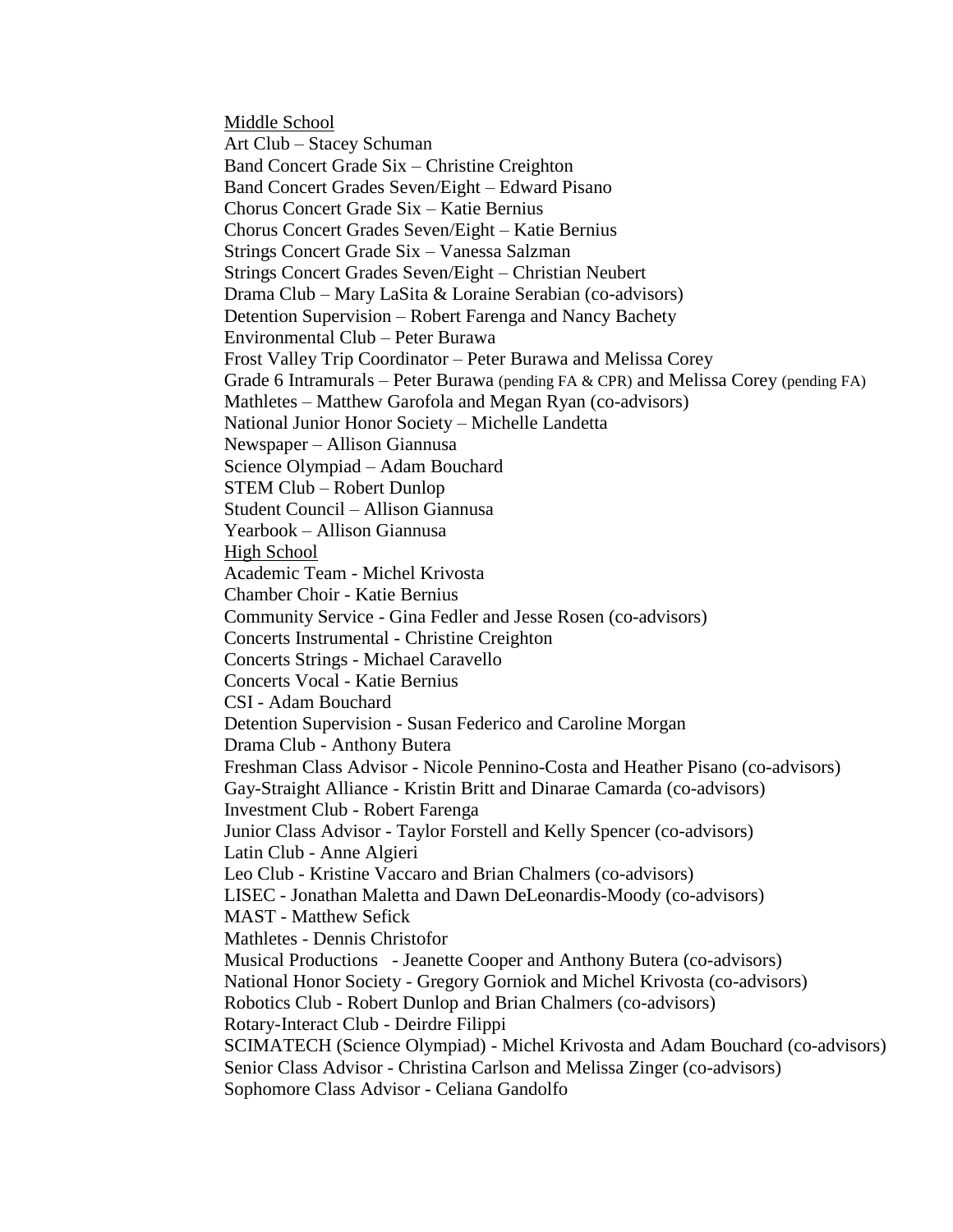<u>Middle School</u>

Art Club – Stacey Schuman
Band Concert Grade Six – Christine Creighton
Band Concert Grades Seven/Eight – Edward Pisano
Chorus Concert Grade Six – Katie Bernius
Chorus Concert Grades Seven/Eight – Katie Bernius
Strings Concert Grade Six – Vanessa Salzman
Strings Concert Grades Seven/Eight – Christian Neubert
Drama Club – Mary LaSita & Loraine Serabian (co-advisors)
Detention Supervision – Robert Farenga and Nancy Bachety
Environmental Club – Peter Burawa
Frost Valley Trip Coordinator – Peter Burawa and Melissa Corey
Grade 6 Intramurals – Peter Burawa (pending FA & CPR) and Melissa Corey (pending FA)
Mathletes – Matthew Garofola and Megan Ryan (co-advisors)
National Junior Honor Society – Michelle Landetta
Newspaper – Allison Giannusa
Science Olympiad – Adam Bouchard
STEM Club – Robert Dunlop
Student Council – Allison Giannusa
Yearbook – Allison Giannusa

<u>High School</u>

Academic Team - Michel Krivosta
Chamber Choir - Katie Bernius
Community Service - Gina Fedler and Jesse Rosen (co-advisors)
Concerts Instrumental - Christine Creighton
Concerts Strings - Michael Caravello
Concerts Vocal - Katie Bernius
CSI - Adam Bouchard
Detention Supervision - Susan Federico and Caroline Morgan
Drama Club - Anthony Butera
Freshman Class Advisor - Nicole Pennino-Costa and Heather Pisano (co-advisors)
Gay-Straight Alliance - Kristin Britt and Dinarae Camarda (co-advisors)
Investment Club - Robert Farenga
Junior Class Advisor - Taylor Forstell and Kelly Spencer (co-advisors)
Latin Club - Anne Algieri
Leo Club - Kristine Vaccaro and Brian Chalmers (co-advisors)
LISEC - Jonathan Maletta and Dawn DeLeonardis-Moody (co-advisors)
MAST - Matthew Sefick
Mathletes - Dennis Christofor
Musical Productions - Jeanette Cooper and Anthony Butera (co-advisors)
National Honor Society - Gregory Gorniok and Michel Krivosta (co-advisors)
Robotics Club - Robert Dunlop and Brian Chalmers (co-advisors)
Rotary-Interact Club - Deirdre Filippi
SCIMATECH (Science Olympiad) - Michel Krivosta and Adam Bouchard (co-advisors)
Senior Class Advisor - Christina Carlson and Melissa Zinger (co-advisors)
Sophomore Class Advisor - Celiana Gandolfo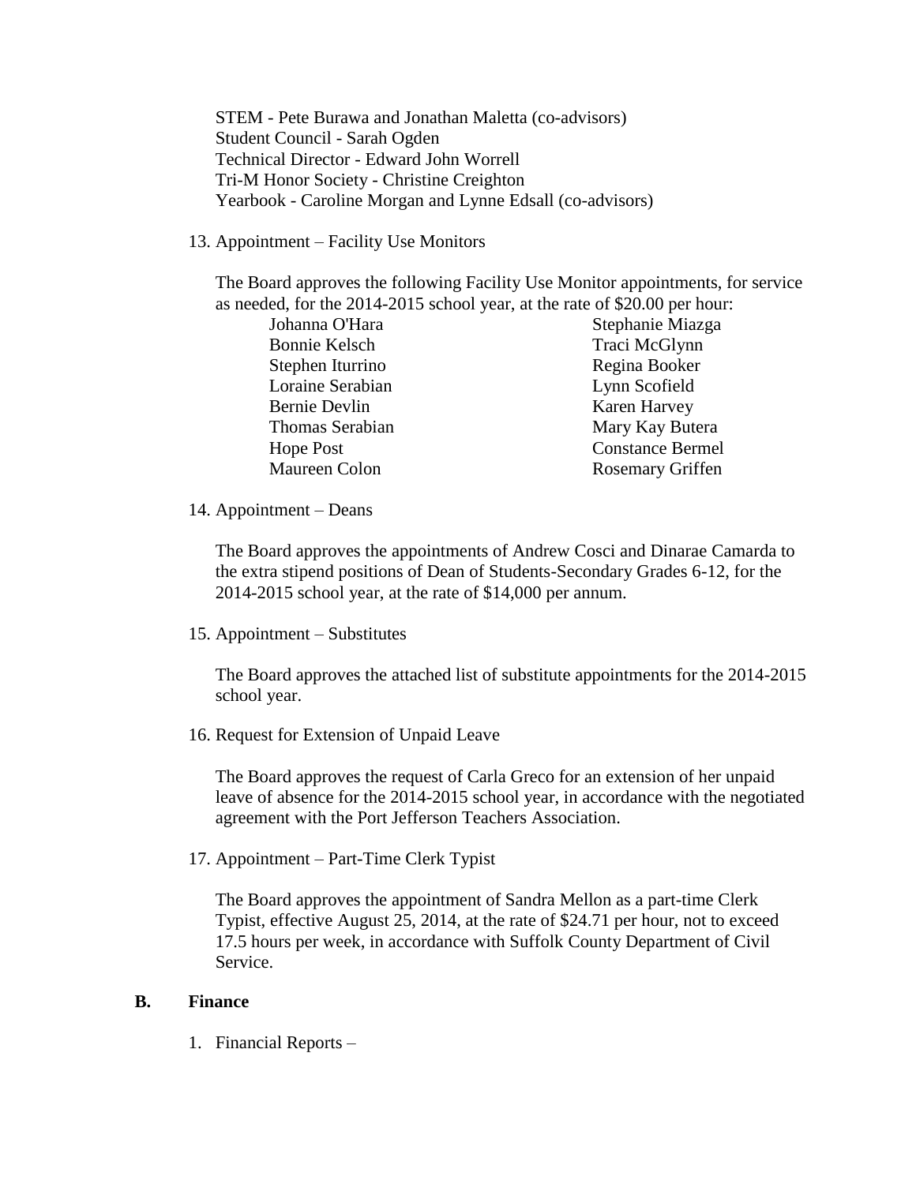STEM - Pete Burawa and Jonathan Maletta (co-advisors)
Student Council - Sarah Ogden
Technical Director - Edward John Worrell
Tri-M Honor Society - Christine Creighton
Yearbook - Caroline Morgan and Lynne Edsall (co-advisors)

13. Appointment – Facility Use Monitors

    The Board approves the following Facility Use Monitor appointments, for service as needed, for the 2014-2015 school year, at the rate of $20.00 per hour:

    | | |
    |---|---|
    | Johanna O'Hara | Stephanie Miazga |
    | Bonnie Kelsch | Traci McGlynn |
    | Stephen Iturrino | Regina Booker |
    | Loraine Serabian | Lynn Scofield |
    | Bernie Devlin | Karen Harvey |
    | Thomas Serabian | Mary Kay Butera |
    | Hope Post | Constance Bermel |
    | Maureen Colon | Rosemary Griffen |

14. Appointment – Deans

    The Board approves the appointments of Andrew Cosci and Dinarae Camarda to the extra stipend positions of Dean of Students-Secondary Grades 6-12, for the 2014-2015 school year, at the rate of $14,000 per annum.

15. Appointment – Substitutes

    The Board approves the attached list of substitute appointments for the 2014-2015 school year.

16. Request for Extension of Unpaid Leave

    The Board approves the request of Carla Greco for an extension of her unpaid leave of absence for the 2014-2015 school year, in accordance with the negotiated agreement with the Port Jefferson Teachers Association.

17. Appointment – Part-Time Clerk Typist

    The Board approves the appointment of Sandra Mellon as a part-time Clerk Typist, effective August 25, 2014, at the rate of $24.71 per hour, not to exceed 17.5 hours per week, in accordance with Suffolk County Department of Civil Service.

**B. Finance**

1. Financial Reports –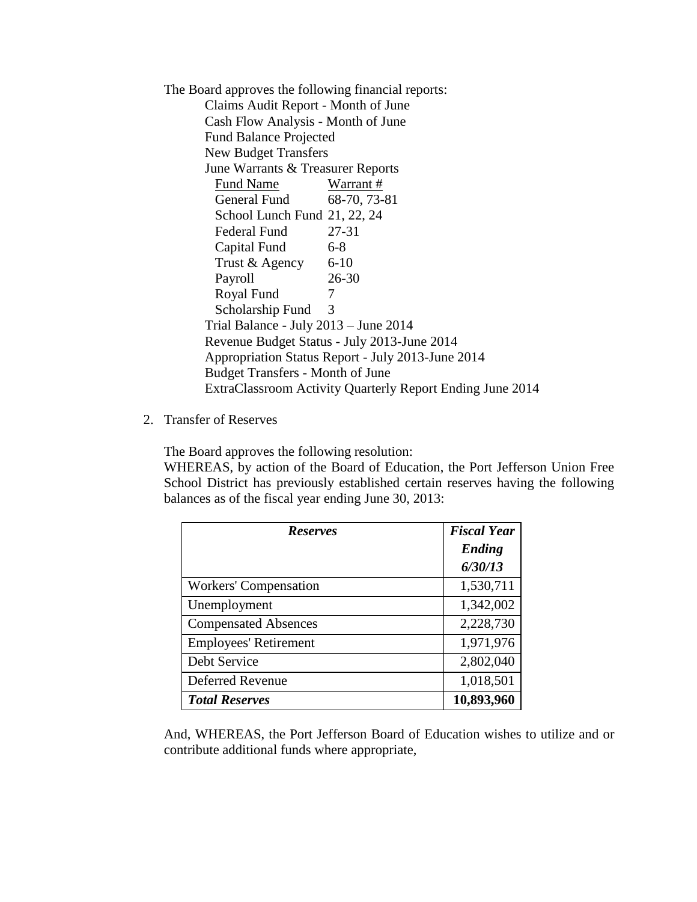The Board approves the following financial reports:

Claims Audit Report - Month of June
Cash Flow Analysis - Month of June
Fund Balance Projected
New Budget Transfers
June Warrants & Treasurer Reports

| Fund Name | Warrant # |
|---|---|
| General Fund | 68-70, 73-81 |
| School Lunch Fund | 21, 22, 24 |
| Federal Fund | 27-31 |
| Capital Fund | 6-8 |
| Trust & Agency | 6-10 |
| Payroll | 26-30 |
| Royal Fund | 7 |
| Scholarship Fund | 3 |

Trial Balance - July 2013 – June 2014
Revenue Budget Status - July 2013-June 2014
Appropriation Status Report - July 2013-June 2014
Budget Transfers - Month of June
ExtraClassroom Activity Quarterly Report Ending June 2014

2. Transfer of Reserves

The Board approves the following resolution:
WHEREAS, by action of the Board of Education, the Port Jefferson Union Free School District has previously established certain reserves having the following balances as of the fiscal year ending June 30, 2013:

| ***Reserves*** | ***Fiscal Year Ending 6/30/13*** |
|---|---|
| Workers' Compensation | 1,530,711 |
| Unemployment | 1,342,002 |
| Compensated Absences | 2,228,730 |
| Employees' Retirement | 1,971,976 |
| Debt Service | 2,802,040 |
| Deferred Revenue | 1,018,501 |
| ***Total Reserves*** | **10,893,960** |

And, WHEREAS, the Port Jefferson Board of Education wishes to utilize and or contribute additional funds where appropriate,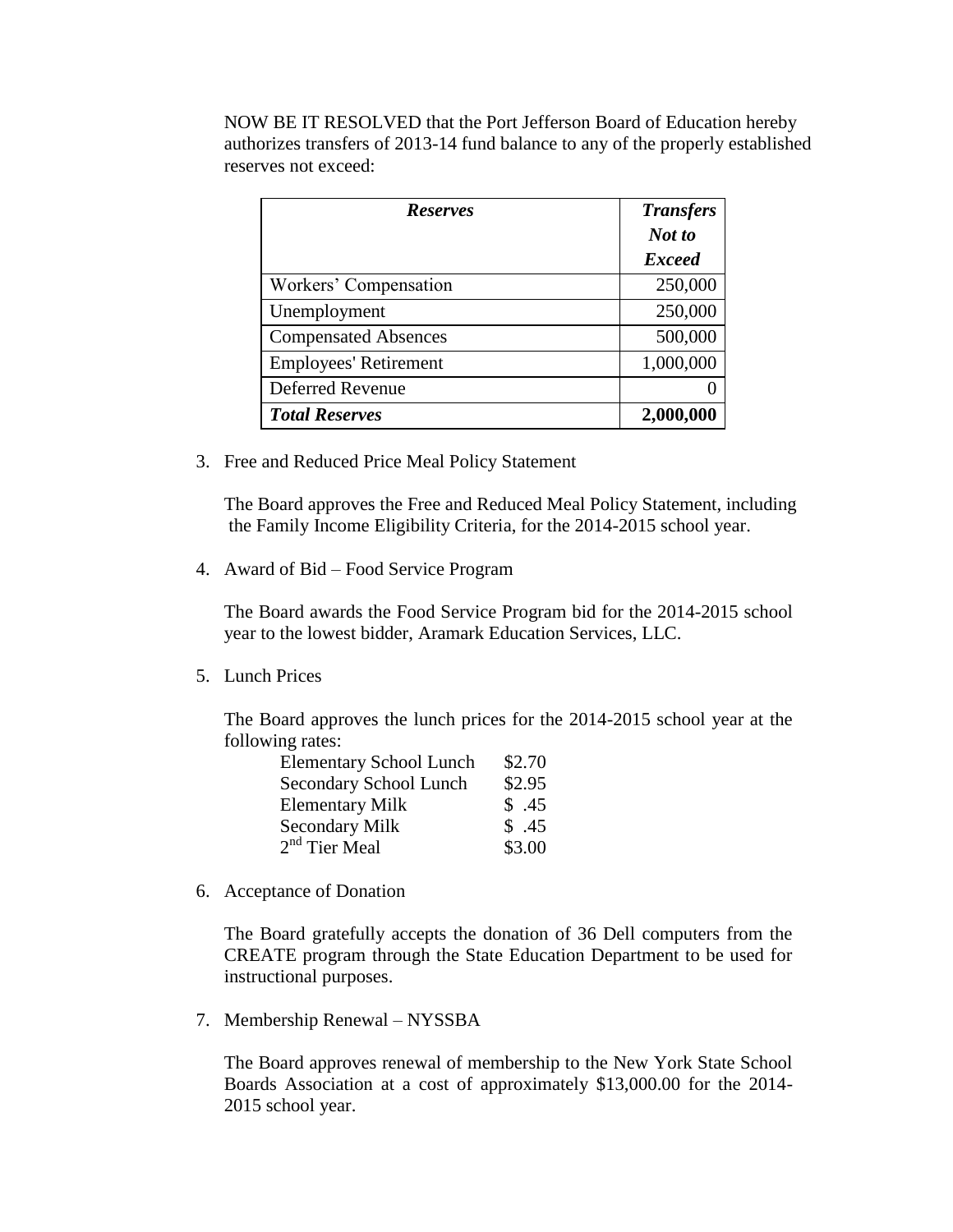NOW BE IT RESOLVED that the Port Jefferson Board of Education hereby authorizes transfers of 2013-14 fund balance to any of the properly established reserves not exceed:

| ***Reserves*** | ***Transfers Not to Exceed*** |
|---|---|
| Workers' Compensation | 250,000 |
| Unemployment | 250,000 |
| Compensated Absences | 500,000 |
| Employees' Retirement | 1,000,000 |
| Deferred Revenue | 0 |
| ***Total Reserves*** | **2,000,000** |

3. Free and Reduced Price Meal Policy Statement

   The Board approves the Free and Reduced Meal Policy Statement, including the Family Income Eligibility Criteria, for the 2014-2015 school year.

4. Award of Bid – Food Service Program

   The Board awards the Food Service Program bid for the 2014-2015 school year to the lowest bidder, Aramark Education Services, LLC.

5. Lunch Prices

   The Board approves the lunch prices for the 2014-2015 school year at the following rates:

   | | |
   |---|---|
   | Elementary School Lunch | $2.70 |
   | Secondary School Lunch | $2.95 |
   | Elementary Milk | $ .45 |
   | Secondary Milk | $ .45 |
   | 2nd Tier Meal | $3.00 |

6. Acceptance of Donation

   The Board gratefully accepts the donation of 36 Dell computers from the CREATE program through the State Education Department to be used for instructional purposes.

7. Membership Renewal – NYSSBA

   The Board approves renewal of membership to the New York State School Boards Association at a cost of approximately $13,000.00 for the 2014-2015 school year.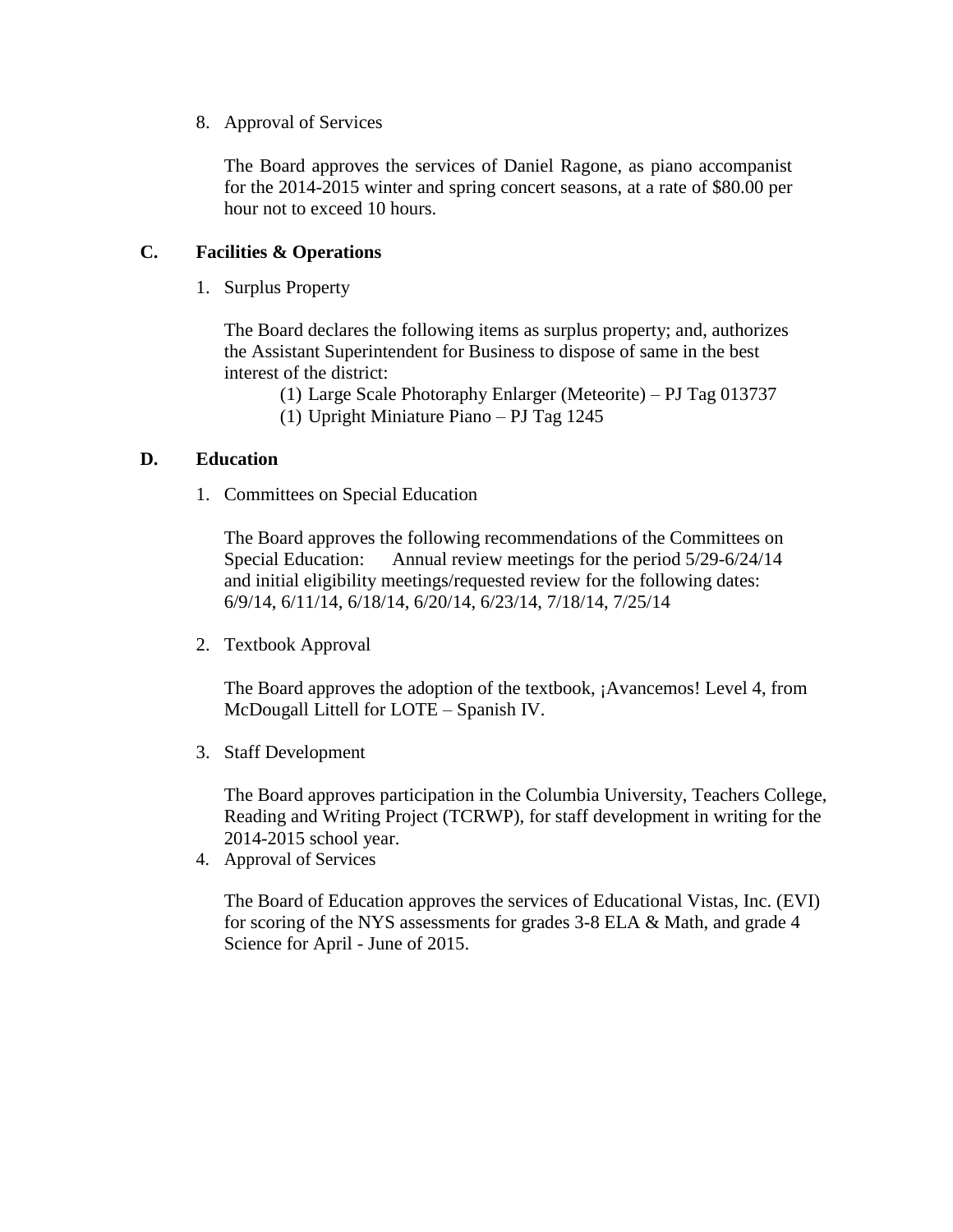8. Approval of Services

   The Board approves the services of Daniel Ragone, as piano accompanist for the 2014-2015 winter and spring concert seasons, at a rate of $80.00 per hour not to exceed 10 hours.

## C. Facilities & Operations

1. Surplus Property

   The Board declares the following items as surplus property; and, authorizes the Assistant Superintendent for Business to dispose of same in the best interest of the district:

   (1) Large Scale Photoraphy Enlarger (Meteorite) – PJ Tag 013737
   (1) Upright Miniature Piano – PJ Tag 1245

## D. Education

1. Committees on Special Education

   The Board approves the following recommendations of the Committees on Special Education: Annual review meetings for the period 5/29-6/24/14 and initial eligibility meetings/requested review for the following dates: 6/9/14, 6/11/14, 6/18/14, 6/20/14, 6/23/14, 7/18/14, 7/25/14

2. Textbook Approval

   The Board approves the adoption of the textbook, ¡Avancemos! Level 4, from McDougall Littell for LOTE – Spanish IV.

3. Staff Development

   The Board approves participation in the Columbia University, Teachers College, Reading and Writing Project (TCRWP), for staff development in writing for the 2014-2015 school year.

4. Approval of Services

   The Board of Education approves the services of Educational Vistas, Inc. (EVI) for scoring of the NYS assessments for grades 3-8 ELA & Math, and grade 4 Science for April - June of 2015.